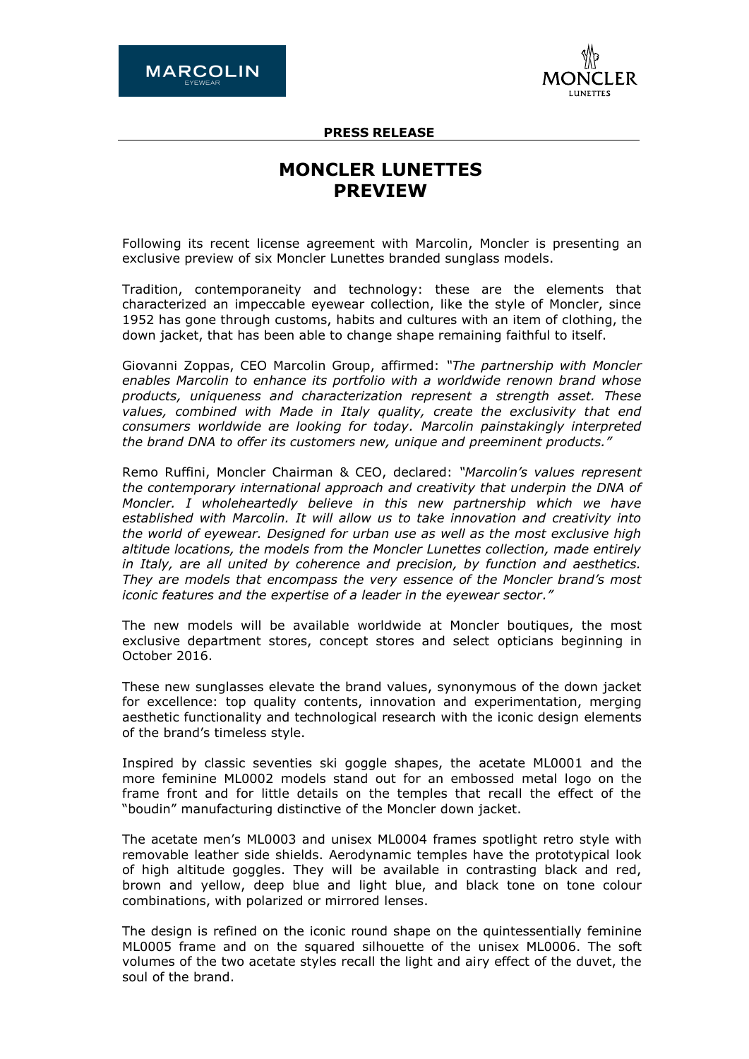**PRESS RELEASE**

# MONCLER LUNETTES PREVIEW

Following its recent license agreement with Marcolin, Moncler is presenting an exclusive preview of six Moncler Lunettes branded sunglass models.

Tradition, contemporaneity and technology: these are the elements that characterized an impeccable eyewear collection, like the style of Moncler, since 1952 has gone through customs, habits and cultures with an item of clothing, the down jacket, that has been able to change shape remaining faithful to itself.

Giovanni Zoppas, CEO Marcolin Group, affirmed: *"The partnership with Moncler enables Marcolin to enhance its portfolio with a worldwide renown brand whose products, uniqueness and characterization represent a strength asset. These values, combined with Made in Italy quality, create the exclusivity that end consumers worldwide are looking for today. Marcolin painstakingly interpreted the brand DNA to offer its customers new, unique and preeminent products."*

Remo Ruffini, Moncler Chairman & CEO, declared: *"Marcolin's values represent the contemporary international approach and creativity that underpin the DNA of Moncler. I wholeheartedly believe in this new partnership which we have established with Marcolin. It will allow us to take innovation and creativity into the world of eyewear. Designed for urban use as well as the most exclusive high altitude locations, the models from the Moncler Lunettes collection, made entirely in Italy, are all united by coherence and precision, by function and aesthetics. They are models that encompass the very essence of the Moncler brand's most iconic features and the expertise of a leader in the eyewear sector."*

The new models will be available worldwide at Moncler boutiques, the most exclusive department stores, concept stores and select opticians beginning in October 2016.

These new sunglasses elevate the brand values, synonymous of the down jacket for excellence: top quality contents, innovation and experimentation, merging aesthetic functionality and technological research with the iconic design elements of the brand's timeless style.

Inspired by classic seventies ski goggle shapes, the acetate ML0001 and the more feminine ML0002 models stand out for an embossed metal logo on the frame front and for little details on the temples that recall the effect of the "boudin" manufacturing distinctive of the Moncler down jacket.

The acetate men's ML0003 and unisex ML0004 frames spotlight retro style with removable leather side shields. Aerodynamic temples have the prototypical look of high altitude goggles. They will be available in contrasting black and red, brown and yellow, deep blue and light blue, and black tone on tone colour combinations, with polarized or mirrored lenses.

The design is refined on the iconic round shape on the quintessentially feminine ML0005 frame and on the squared silhouette of the unisex ML0006. The soft volumes of the two acetate styles recall the light and airy effect of the duvet, the soul of the brand.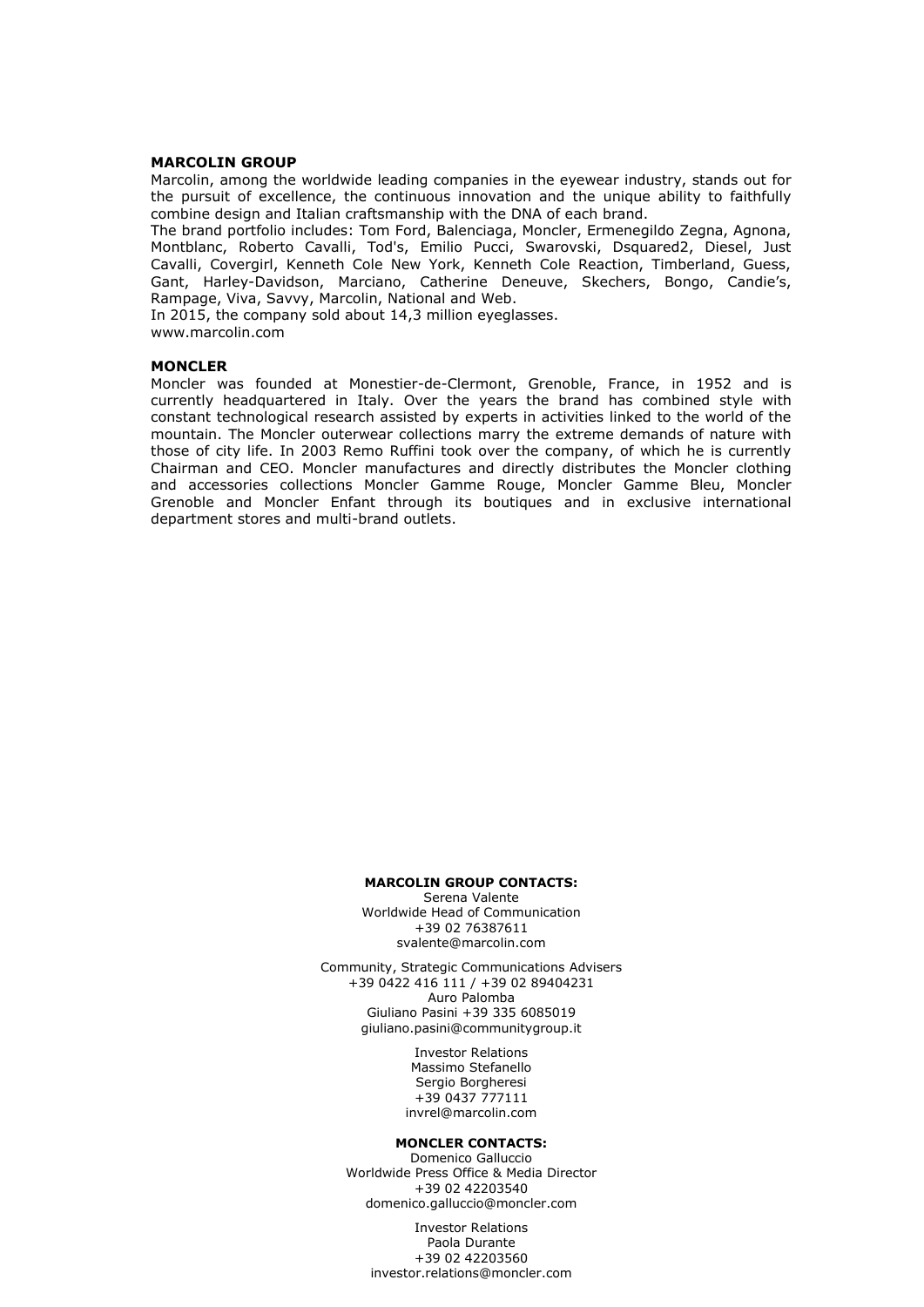**MARCOLIN GROUP**

Marcolin, among the worldwide leading companies in the eyewear industry, stands out for the pursuit of excellence, the continuous innovation and the unique ability to faithfully combine design and Italian craftsmanship with the DNA of each brand.
The brand portfolio includes: Tom Ford, Balenciaga, Moncler, Ermenegildo Zegna, Agnona, Montblanc, Roberto Cavalli, Tod's, Emilio Pucci, Swarovski, Dsquared2, Diesel, Just Cavalli, Covergirl, Kenneth Cole New York, Kenneth Cole Reaction, Timberland, Guess, Gant, Harley-Davidson, Marciano, Catherine Deneuve, Skechers, Bongo, Candie's, Rampage, Viva, Savvy, Marcolin, National and Web.
In 2015, the company sold about 14,3 million eyeglasses.
www.marcolin.com

**MONCLER**

Moncler was founded at Monestier-de-Clermont, Grenoble, France, in 1952 and is currently headquartered in Italy. Over the years the brand has combined style with constant technological research assisted by experts in activities linked to the world of the mountain. The Moncler outerwear collections marry the extreme demands of nature with those of city life. In 2003 Remo Ruffini took over the company, of which he is currently Chairman and CEO. Moncler manufactures and directly distributes the Moncler clothing and accessories collections Moncler Gamme Rouge, Moncler Gamme Bleu, Moncler Grenoble and Moncler Enfant through its boutiques and in exclusive international department stores and multi-brand outlets.

**MARCOLIN GROUP CONTACTS:**

Serena Valente
Worldwide Head of Communication
+39 02 76387611
svalente@marcolin.com

Community, Strategic Communications Advisers
+39 0422 416 111 / +39 02 89404231
Auro Palomba
Giuliano Pasini +39 335 6085019
giuliano.pasini@communitygroup.it

Investor Relations
Massimo Stefanello
Sergio Borgheresi
+39 0437 777111
invrel@marcolin.com

**MONCLER CONTACTS:**

Domenico Galluccio
Worldwide Press Office & Media Director
+39 02 42203540
domenico.galluccio@moncler.com

Investor Relations
Paola Durante
+39 02 42203560
investor.relations@moncler.com